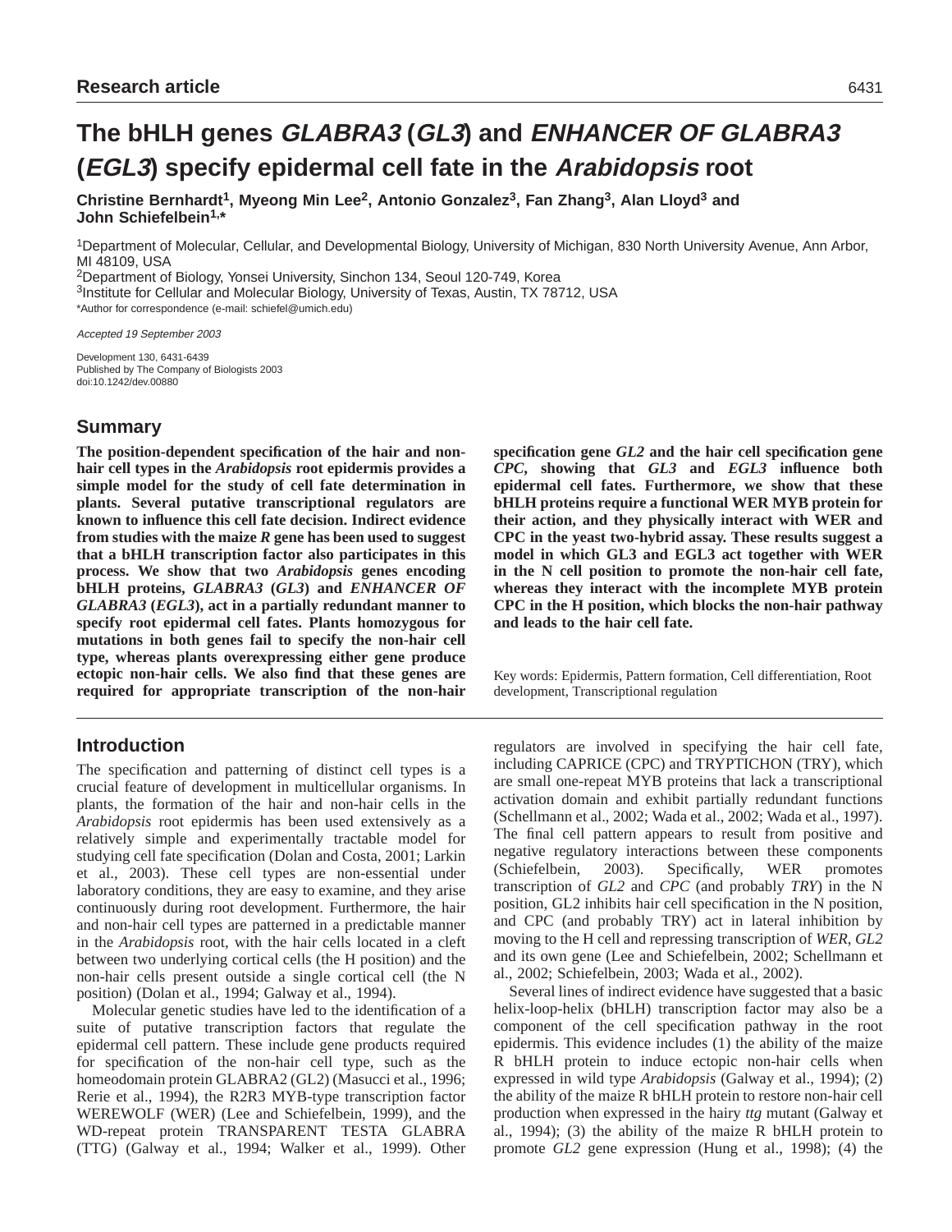Research article

# The bHLH genes *GLABRA3* (*GL3*) and *ENHANCER OF GLABRA3* (*EGL3*) specify epidermal cell fate in the *Arabidopsis* root

**Christine Bernhardt[1], Myeong Min Lee[2], Antonio Gonzalez[3], Fan Zhang[3], Alan Lloyd[3] and John Schiefelbein[1,*]**

[1]Department of Molecular, Cellular, and Developmental Biology, University of Michigan, 830 North University Avenue, Ann Arbor, MI 48109, USA
[2]Department of Biology, Yonsei University, Sinchon 134, Seoul 120-749, Korea
[3]Institute for Cellular and Molecular Biology, University of Texas, Austin, TX 78712, USA
*Author for correspondence (e-mail: schiefel@umich.edu)

*Accepted 19 September 2003*

Development 130, 6431-6439
Published by The Company of Biologists 2003
doi:10.1242/dev.00880

## Summary

**The position-dependent specification of the hair and non-hair cell types in the *Arabidopsis* root epidermis provides a simple model for the study of cell fate determination in plants. Several putative transcriptional regulators are known to influence this cell fate decision. Indirect evidence from studies with the maize *R* gene has been used to suggest that a bHLH transcription factor also participates in this process. We show that two *Arabidopsis* genes encoding bHLH proteins, *GLABRA3* (*GL3*) and *ENHANCER OF GLABRA3* (*EGL3*), act in a partially redundant manner to specify root epidermal cell fates. Plants homozygous for mutations in both genes fail to specify the non-hair cell type, whereas plants overexpressing either gene produce ectopic non-hair cells. We also find that these genes are required for appropriate transcription of the non-hair specification gene *GL2* and the hair cell specification gene *CPC*, showing that *GL3* and *EGL3* influence both epidermal cell fates. Furthermore, we show that these bHLH proteins require a functional WER MYB protein for their action, and they physically interact with WER and CPC in the yeast two-hybrid assay. These results suggest a model in which GL3 and EGL3 act together with WER in the N cell position to promote the non-hair cell fate, whereas they interact with the incomplete MYB protein CPC in the H position, which blocks the non-hair pathway and leads to the hair cell fate.**

Key words: Epidermis, Pattern formation, Cell differentiation, Root development, Transcriptional regulation

## Introduction

The specification and patterning of distinct cell types is a crucial feature of development in multicellular organisms. In plants, the formation of the hair and non-hair cells in the *Arabidopsis* root epidermis has been used extensively as a relatively simple and experimentally tractable model for studying cell fate specification (Dolan and Costa, 2001; Larkin et al., 2003). These cell types are non-essential under laboratory conditions, they are easy to examine, and they arise continuously during root development. Furthermore, the hair and non-hair cell types are patterned in a predictable manner in the *Arabidopsis* root, with the hair cells located in a cleft between two underlying cortical cells (the H position) and the non-hair cells present outside a single cortical cell (the N position) (Dolan et al., 1994; Galway et al., 1994).

Molecular genetic studies have led to the identification of a suite of putative transcription factors that regulate the epidermal cell pattern. These include gene products required for specification of the non-hair cell type, such as the homeodomain protein GLABRA2 (GL2) (Masucci et al., 1996; Rerie et al., 1994), the R2R3 MYB-type transcription factor WEREWOLF (WER) (Lee and Schiefelbein, 1999), and the WD-repeat protein TRANSPARENT TESTA GLABRA (TTG) (Galway et al., 1994; Walker et al., 1999). Other regulators are involved in specifying the hair cell fate, including CAPRICE (CPC) and TRYPTICHON (TRY), which are small one-repeat MYB proteins that lack a transcriptional activation domain and exhibit partially redundant functions (Schellmann et al., 2002; Wada et al., 2002; Wada et al., 1997). The final cell pattern appears to result from positive and negative regulatory interactions between these components (Schiefelbein, 2003). Specifically, WER promotes transcription of *GL2* and *CPC* (and probably *TRY*) in the N position, GL2 inhibits hair cell specification in the N position, and CPC (and probably TRY) act in lateral inhibition by moving to the H cell and repressing transcription of *WER*, *GL2* and its own gene (Lee and Schiefelbein, 2002; Schellmann et al., 2002; Schiefelbein, 2003; Wada et al., 2002).

Several lines of indirect evidence have suggested that a basic helix-loop-helix (bHLH) transcription factor may also be a component of the cell specification pathway in the root epidermis. This evidence includes (1) the ability of the maize R bHLH protein to induce ectopic non-hair cells when expressed in wild type *Arabidopsis* (Galway et al., 1994); (2) the ability of the maize R bHLH protein to restore non-hair cell production when expressed in the hairy *ttg* mutant (Galway et al., 1994); (3) the ability of the maize R bHLH protein to promote *GL2* gene expression (Hung et al., 1998); (4) the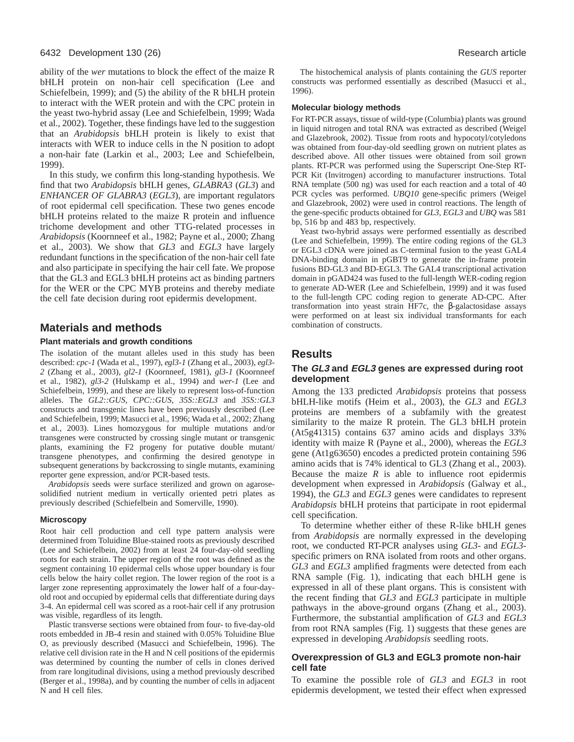ability of the *wer* mutations to block the effect of the maize R bHLH protein on non-hair cell specification (Lee and Schiefelbein, 1999); and (5) the ability of the R bHLH protein to interact with the WER protein and with the CPC protein in the yeast two-hybrid assay (Lee and Schiefelbein, 1999; Wada et al., 2002). Together, these findings have led to the suggestion that an *Arabidopsis* bHLH protein is likely to exist that interacts with WER to induce cells in the N position to adopt a non-hair fate (Larkin et al., 2003; Lee and Schiefelbein, 1999).

In this study, we confirm this long-standing hypothesis. We find that two *Arabidopsis* bHLH genes, *GLABRA3* (*GL3*) and *ENHANCER OF GLABRA3* (*EGL3*), are important regulators of root epidermal cell specification. These two genes encode bHLH proteins related to the maize R protein and influence trichome development and other TTG-related processes in *Arabidopsis* (Koornneef et al., 1982; Payne et al., 2000; Zhang et al., 2003). We show that *GL3* and *EGL3* have largely redundant functions in the specification of the non-hair cell fate and also participate in specifying the hair cell fate. We propose that the GL3 and EGL3 bHLH proteins act as binding partners for the WER or the CPC MYB proteins and thereby mediate the cell fate decision during root epidermis development.

## Materials and methods

### Plant materials and growth conditions

The isolation of the mutant alleles used in this study has been described: *cpc-1* (Wada et al., 1997), *egl3-1* (Zhang et al., 2003), *egl3-2* (Zhang et al., 2003), *gl2-1* (Koornneef, 1981), *gl3-1* (Koornneef et al., 1982), *gl3-2* (Hulskamp et al., 1994) and *wer-1* (Lee and Schiefelbein, 1999), and these are likely to represent loss-of-function alleles. The *GL2::GUS*, *CPC::GUS*, *35S::EGL3* and *35S::GL3* constructs and transgenic lines have been previously described (Lee and Schiefelbein, 1999; Masucci et al., 1996; Wada et al., 2002; Zhang et al., 2003). Lines homozygous for multiple mutations and/or transgenes were constructed by crossing single mutant or transgenic plants, examining the F2 progeny for putative double mutant/transgene phenotypes, and confirming the desired genotype in subsequent generations by backcrossing to single mutants, examining reporter gene expression, and/or PCR-based tests.

*Arabidopsis* seeds were surface sterilized and grown on agarose-solidified nutrient medium in vertically oriented petri plates as previously described (Schiefelbein and Somerville, 1990).

### Microscopy

Root hair cell production and cell type pattern analysis were determined from Toluidine Blue-stained roots as previously described (Lee and Schiefelbein, 2002) from at least 24 four-day-old seedling roots for each strain. The upper region of the root was defined as the segment containing 10 epidermal cells whose upper boundary is four cells below the hairy collet region. The lower region of the root is a larger zone representing approximately the lower half of a four-day-old root and occupied by epidermal cells that differentiate during days 3-4. An epidermal cell was scored as a root-hair cell if any protrusion was visible, regardless of its length.

Plastic transverse sections were obtained from four- to five-day-old roots embedded in JB-4 resin and stained with 0.05% Toluidine Blue O, as previously described (Masucci and Schiefelbein, 1996). The relative cell division rate in the H and N cell positions of the epidermis was determined by counting the number of cells in clones derived from rare longitudinal divisions, using a method previously described (Berger et al., 1998a), and by counting the number of cells in adjacent N and H cell files.

The histochemical analysis of plants containing the *GUS* reporter constructs was performed essentially as described (Masucci et al., 1996).

### Molecular biology methods

For RT-PCR assays, tissue of wild-type (Columbia) plants was ground in liquid nitrogen and total RNA was extracted as described (Weigel and Glazebrook, 2002). Tissue from roots and hypocotyl/cotyledons was obtained from four-day-old seedling grown on nutrient plates as described above. All other tissues were obtained from soil grown plants. RT-PCR was performed using the Superscript One-Step RT-PCR Kit (Invitrogen) according to manufacturer instructions. Total RNA template (500 ng) was used for each reaction and a total of 40 PCR cycles was performed. *UBQ10* gene-specific primers (Weigel and Glazebrook, 2002) were used in control reactions. The length of the gene-specific products obtained for *GL3*, *EGL3* and *UBQ* was 581 bp, 516 bp and 483 bp, respectively.

Yeast two-hybrid assays were performed essentially as described (Lee and Schiefelbein, 1999). The entire coding regions of the GL3 or EGL3 cDNA were joined as C-terminal fusion to the yeast GAL4 DNA-binding domain in pGBT9 to generate the in-frame protein fusions BD-GL3 and BD-EGL3. The GAL4 transcriptional activation domain in pGAD424 was fused to the full-length WER-coding region to generate AD-WER (Lee and Schiefelbein, 1999) and it was fused to the full-length CPC coding region to generate AD-CPC. After transformation into yeast strain HF7c, the β-galactosidase assays were performed on at least six individual transformants for each combination of constructs.

## Results

### The *GL3* and *EGL3* genes are expressed during root development

Among the 133 predicted *Arabidopsis* proteins that possess bHLH-like motifs (Heim et al., 2003), the *GL3* and *EGL3* proteins are members of a subfamily with the greatest similarity to the maize R protein. The GL3 bHLH protein (At5g41315) contains 637 amino acids and displays 33% identity with maize R (Payne et al., 2000), whereas the *EGL3* gene (At1g63650) encodes a predicted protein containing 596 amino acids that is 74% identical to GL3 (Zhang et al., 2003). Because the maize *R* is able to influence root epidermis development when expressed in *Arabidopsis* (Galway et al., 1994), the *GL3* and *EGL3* genes were candidates to represent *Arabidopsis* bHLH proteins that participate in root epidermal cell specification.

To determine whether either of these R-like bHLH genes from *Arabidopsis* are normally expressed in the developing root, we conducted RT-PCR analyses using *GL3*- and *EGL3*-specific primers on RNA isolated from roots and other organs. *GL3* and *EGL3* amplified fragments were detected from each RNA sample (Fig. 1), indicating that each bHLH gene is expressed in all of these plant organs. This is consistent with the recent finding that *GL3* and *EGL3* participate in multiple pathways in the above-ground organs (Zhang et al., 2003). Furthermore, the substantial amplification of *GL3* and *EGL3* from root RNA samples (Fig. 1) suggests that these genes are expressed in developing *Arabidopsis* seedling roots.

### Overexpression of GL3 and EGL3 promote non-hair cell fate

To examine the possible role of *GL3* and *EGL3* in root epidermis development, we tested their effect when expressed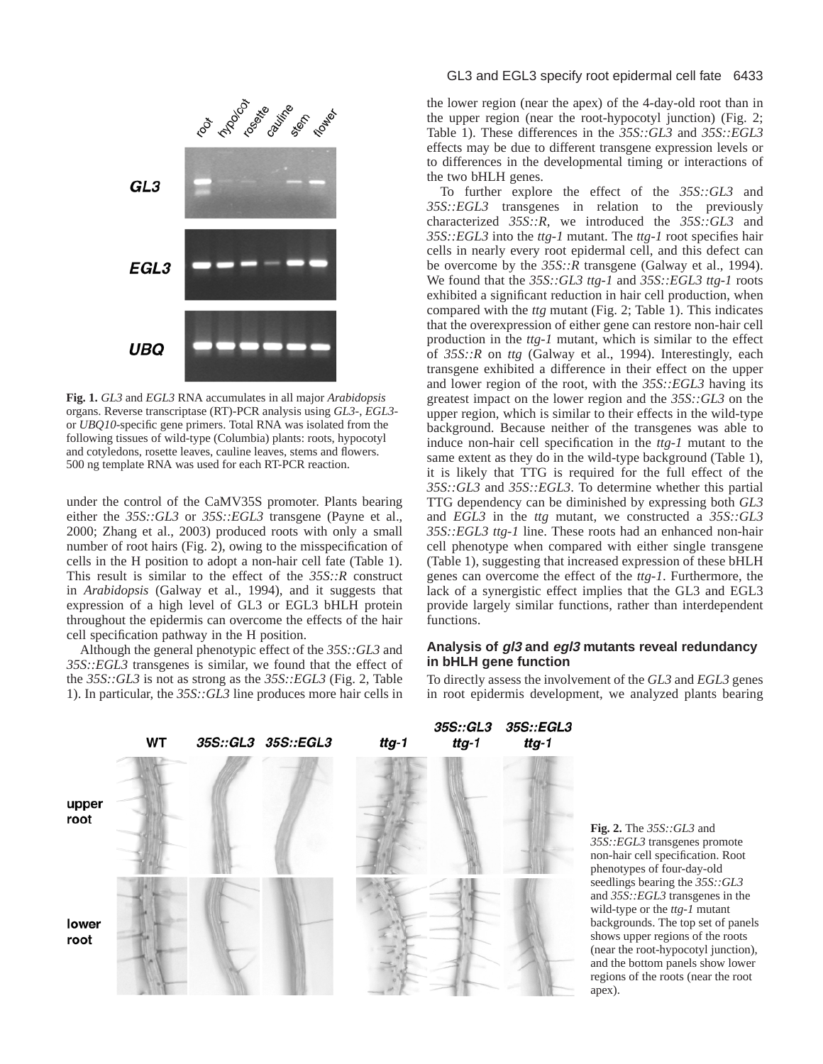**Fig. 1.** *GL3* and *EGL3* RNA accumulates in all major *Arabidopsis* organs. Reverse transcriptase (RT)-PCR analysis using *GL3*-, *EGL3*- or *UBQ10*-specific gene primers. Total RNA was isolated from the following tissues of wild-type (Columbia) plants: roots, hypocotyl and cotyledons, rosette leaves, cauline leaves, stems and flowers. 500 ng template RNA was used for each RT-PCR reaction.

under the control of the CaMV35S promoter. Plants bearing either the *35S::GL3* or *35S::EGL3* transgene (Payne et al., 2000; Zhang et al., 2003) produced roots with only a small number of root hairs (Fig. 2), owing to the misspecification of cells in the H position to adopt a non-hair cell fate (Table 1). This result is similar to the effect of the *35S::R* construct in *Arabidopsis* (Galway et al., 1994), and it suggests that expression of a high level of GL3 or EGL3 bHLH protein throughout the epidermis can overcome the effects of the hair cell specification pathway in the H position.

Although the general phenotypic effect of the *35S::GL3* and *35S::EGL3* transgenes is similar, we found that the effect of the *35S::GL3* is not as strong as the *35S::EGL3* (Fig. 2, Table 1). In particular, the *35S::GL3* line produces more hair cells in the lower region (near the apex) of the 4-day-old root than in the upper region (near the root-hypocotyl junction) (Fig. 2; Table 1). These differences in the *35S::GL3* and *35S::EGL3* effects may be due to different transgene expression levels or to differences in the developmental timing or interactions of the two bHLH genes.

To further explore the effect of the *35S::GL3* and *35S::EGL3* transgenes in relation to the previously characterized *35S::R*, we introduced the *35S::GL3* and *35S::EGL3* into the *ttg-1* mutant. The *ttg-1* root specifies hair cells in nearly every root epidermal cell, and this defect can be overcome by the *35S::R* transgene (Galway et al., 1994). We found that the *35S::GL3 ttg-1* and *35S::EGL3 ttg-1* roots exhibited a significant reduction in hair cell production, when compared with the *ttg* mutant (Fig. 2; Table 1). This indicates that the overexpression of either gene can restore non-hair cell production in the *ttg-1* mutant, which is similar to the effect of *35S::R* on *ttg* (Galway et al., 1994). Interestingly, each transgene exhibited a difference in their effect on the upper and lower region of the root, with the *35S::EGL3* having its greatest impact on the lower region and the *35S::GL3* on the upper region, which is similar to their effects in the wild-type background. Because neither of the transgenes was able to induce non-hair cell specification in the *ttg-1* mutant to the same extent as they do in the wild-type background (Table 1), it is likely that TTG is required for the full effect of the *35S::GL3* and *35S::EGL3*. To determine whether this partial TTG dependency can be diminished by expressing both *GL3* and *EGL3* in the *ttg* mutant, we constructed a *35S::GL3 35S::EGL3 ttg-1* line. These roots had an enhanced non-hair cell phenotype when compared with either single transgene (Table 1), suggesting that increased expression of these bHLH genes can overcome the effect of the *ttg-1*. Furthermore, the lack of a synergistic effect implies that the GL3 and EGL3 provide largely similar functions, rather than interdependent functions.

### Analysis of *gl3* and *egl3* mutants reveal redundancy in bHLH gene function

To directly assess the involvement of the *GL3* and *EGL3* genes in root epidermis development, we analyzed plants bearing

**Fig. 2.** The *35S::GL3* and *35S::EGL3* transgenes promote non-hair cell specification. Root phenotypes of four-day-old seedlings bearing the *35S::GL3* and *35S::EGL3* transgenes in the wild-type or the *ttg-1* mutant backgrounds. The top set of panels shows upper regions of the roots (near the root-hypocotyl junction), and the bottom panels show lower regions of the roots (near the root apex).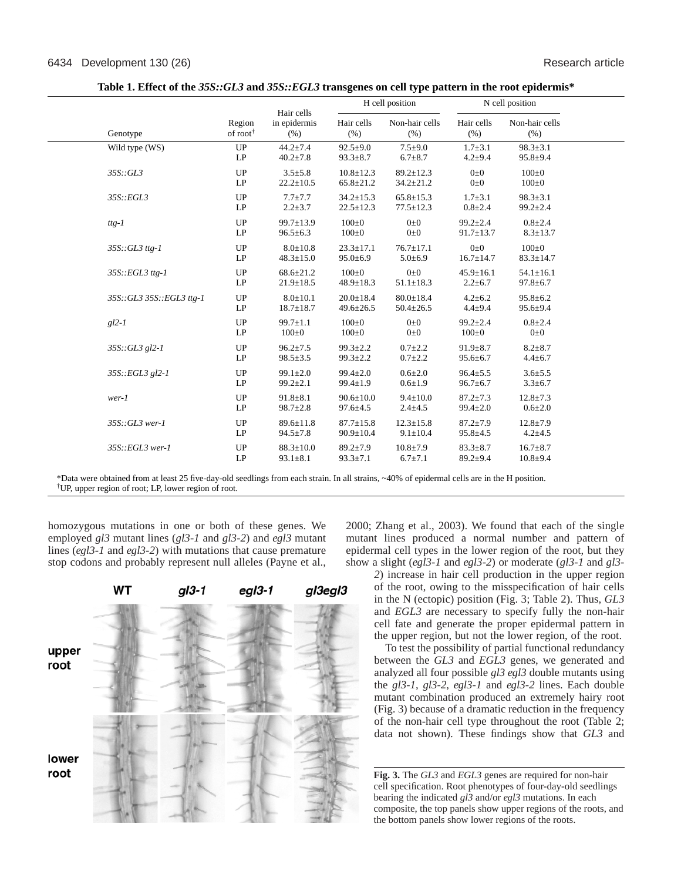**Table 1. Effect of the *35S::GL3* and *35S::EGL3* transgenes on cell type pattern in the root epidermis***

| Genotype | Region of root† | Hair cells in epidermis (%) | H cell position | | N cell position | |
|---|---|---|---|---|---|---|
| | | | Hair cells (%) | Non-hair cells (%) | Hair cells (%) | Non-hair cells (%) |
| Wild type (WS) | UP | 44.2±7.4 | 92.5±9.0 | 7.5±9.0 | 1.7±3.1 | 98.3±3.1 |
| | LP | 40.2±7.8 | 93.3±8.7 | 6.7±8.7 | 4.2±9.4 | 95.8±9.4 |
| *35S::GL3* | UP | 3.5±5.8 | 10.8±12.3 | 89.2±12.3 | 0±0 | 100±0 |
| | LP | 22.2±10.5 | 65.8±21.2 | 34.2±21.2 | 0±0 | 100±0 |
| *35S::EGL3* | UP | 7.7±7.7 | 34.2±15.3 | 65.8±15.3 | 1.7±3.1 | 98.3±3.1 |
| | LP | 2.2±3.7 | 22.5±12.3 | 77.5±12.3 | 0.8±2.4 | 99.2±2.4 |
| *ttg-1* | UP | 99.7±13.9 | 100±0 | 0±0 | 99.2±2.4 | 0.8±2.4 |
| | LP | 96.5±6.3 | 100±0 | 0±0 | 91.7±13.7 | 8.3±13.7 |
| *35S::GL3 ttg-1* | UP | 8.0±10.8 | 23.3±17.1 | 76.7±17.1 | 0±0 | 100±0 |
| | LP | 48.3±15.0 | 95.0±6.9 | 5.0±6.9 | 16.7±14.7 | 83.3±14.7 |
| *35S::EGL3 ttg-1* | UP | 68.6±21.2 | 100±0 | 0±0 | 45.9±16.1 | 54.1±16.1 |
| | LP | 21.9±18.5 | 48.9±18.3 | 51.1±18.3 | 2.2±6.7 | 97.8±6.7 |
| *35S::GL3 35S::EGL3 ttg-1* | UP | 8.0±10.1 | 20.0±18.4 | 80.0±18.4 | 4.2±6.2 | 95.8±6.2 |
| | LP | 18.7±18.7 | 49.6±26.5 | 50.4±26.5 | 4.4±9.4 | 95.6±9.4 |
| *gl2-1* | UP | 99.7±1.1 | 100±0 | 0±0 | 99.2±2.4 | 0.8±2.4 |
| | LP | 100±0 | 100±0 | 0±0 | 100±0 | 0±0 |
| *35S::GL3 gl2-1* | UP | 96.2±7.5 | 99.3±2.2 | 0.7±2.2 | 91.9±8.7 | 8.2±8.7 |
| | LP | 98.5±3.5 | 99.3±2.2 | 0.7±2.2 | 95.6±6.7 | 4.4±6.7 |
| *35S::EGL3 gl2-1* | UP | 99.1±2.0 | 99.4±2.0 | 0.6±2.0 | 96.4±5.5 | 3.6±5.5 |
| | LP | 99.2±2.1 | 99.4±1.9 | 0.6±1.9 | 96.7±6.7 | 3.3±6.7 |
| *wer-1* | UP | 91.8±8.1 | 90.6±10.0 | 9.4±10.0 | 87.2±7.3 | 12.8±7.3 |
| | LP | 98.7±2.8 | 97.6±4.5 | 2.4±4.5 | 99.4±2.0 | 0.6±2.0 |
| *35S::GL3 wer-1* | UP | 89.6±11.8 | 87.7±15.8 | 12.3±15.8 | 87.2±7.9 | 12.8±7.9 |
| | LP | 94.5±7.8 | 90.9±10.4 | 9.1±10.4 | 95.8±4.5 | 4.2±4.5 |
| *35S::EGL3 wer-1* | UP | 88.3±10.0 | 89.2±7.9 | 10.8±7.9 | 83.3±8.7 | 16.7±8.7 |
| | LP | 93.1±8.1 | 93.3±7.1 | 6.7±7.1 | 89.2±9.4 | 10.8±9.4 |

*Data were obtained from at least 25 five-day-old seedlings from each strain. In all strains, ~40% of epidermal cells are in the H position.
†UP, upper region of root; LP, lower region of root.

homozygous mutations in one or both of these genes. We employed *gl3* mutant lines (*gl3-1* and *gl3-2*) and *egl3* mutant lines (*egl3-1* and *egl3-2*) with mutations that cause premature stop codons and probably represent null alleles (Payne et al., 2000; Zhang et al., 2003). We found that each of the single mutant lines produced a normal number and pattern of epidermal cell types in the lower region of the root, but they show a slight (*egl3-1* and *egl3-2*) or moderate (*gl3-1* and *gl3-2*) increase in hair cell production in the upper region of the root, owing to the misspecification of hair cells in the N (ectopic) position (Fig. 3; Table 2). Thus, *GL3* and *EGL3* are necessary to specify fully the non-hair cell fate and generate the proper epidermal pattern in the upper region, but not the lower region, of the root.

To test the possibility of partial functional redundancy between the *GL3* and *EGL3* genes, we generated and analyzed all four possible *gl3 egl3* double mutants using the *gl3-1*, *gl3-2*, *egl3-1* and *egl3-2* lines. Each double mutant combination produced an extremely hairy root (Fig. 3) because of a dramatic reduction in the frequency of the non-hair cell type throughout the root (Table 2; data not shown). These findings show that *GL3* and

**Fig. 3.** The *GL3* and *EGL3* genes are required for non-hair cell specification. Root phenotypes of four-day-old seedlings bearing the indicated *gl3* and/or *egl3* mutations. In each composite, the top panels show upper regions of the roots, and the bottom panels show lower regions of the roots.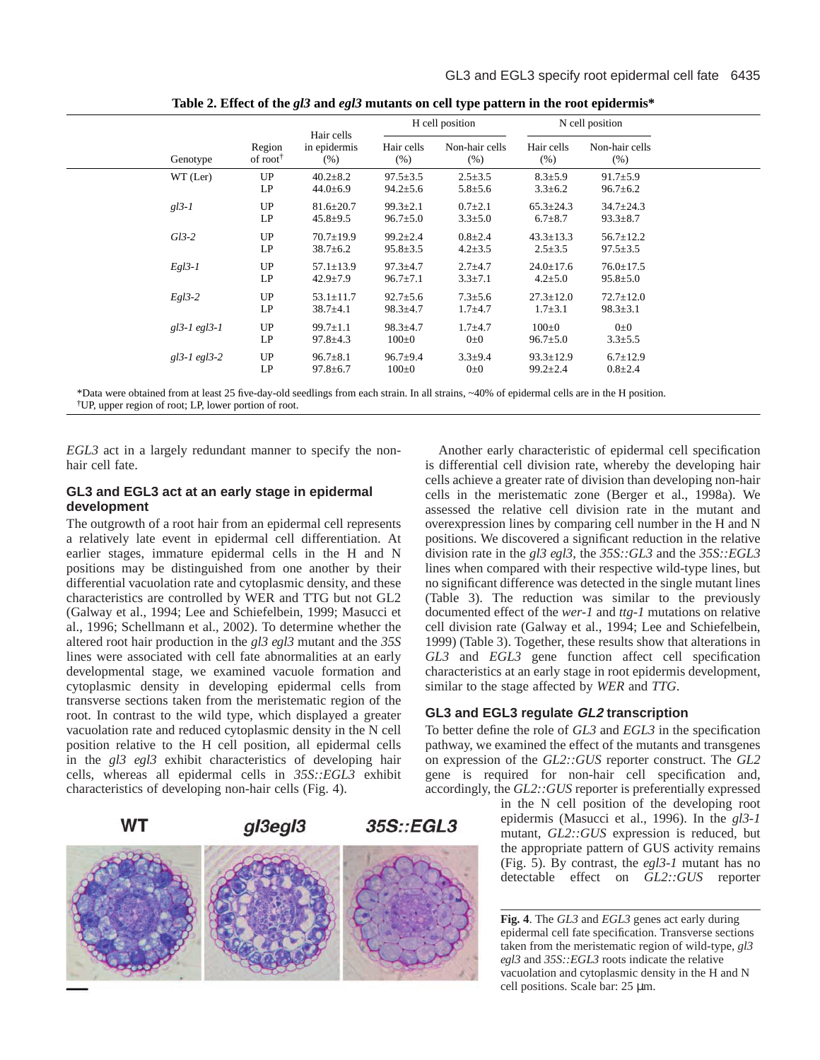**Table 2. Effect of the *gl3* and *egl3* mutants on cell type pattern in the root epidermis***

| Genotype | Region of root[†] | Hair cells in epidermis (%) | H cell position | | N cell position | |
|---|---|---|---|---|---|---|
| | | | Hair cells (%) | Non-hair cells (%) | Hair cells (%) | Non-hair cells (%) |
| WT (Ler) | UP | 40.2±8.2 | 97.5±3.5 | 2.5±3.5 | 8.3±5.9 | 91.7±5.9 |
| | LP | 44.0±6.9 | 94.2±5.6 | 5.8±5.6 | 3.3±6.2 | 96.7±6.2 |
| *gl3-1* | UP | 81.6±20.7 | 99.3±2.1 | 0.7±2.1 | 65.3±24.3 | 34.7±24.3 |
| | LP | 45.8±9.5 | 96.7±5.0 | 3.3±5.0 | 6.7±8.7 | 93.3±8.7 |
| *Gl3-2* | UP | 70.7±19.9 | 99.2±2.4 | 0.8±2.4 | 43.3±13.3 | 56.7±12.2 |
| | LP | 38.7±6.2 | 95.8±3.5 | 4.2±3.5 | 2.5±3.5 | 97.5±3.5 |
| *Egl3-1* | UP | 57.1±13.9 | 97.3±4.7 | 2.7±4.7 | 24.0±17.6 | 76.0±17.5 |
| | LP | 42.9±7.9 | 96.7±7.1 | 3.3±7.1 | 4.2±5.0 | 95.8±5.0 |
| *Egl3-2* | UP | 53.1±11.7 | 92.7±5.6 | 7.3±5.6 | 27.3±12.0 | 72.7±12.0 |
| | LP | 38.7±4.1 | 98.3±4.7 | 1.7±4.7 | 1.7±3.1 | 98.3±3.1 |
| *gl3-1 egl3-1* | UP | 99.7±1.1 | 98.3±4.7 | 1.7±4.7 | 100±0 | 0±0 |
| | LP | 97.8±4.3 | 100±0 | 0±0 | 96.7±5.0 | 3.3±5.5 |
| *gl3-1 egl3-2* | UP | 96.7±8.1 | 96.7±9.4 | 3.3±9.4 | 93.3±12.9 | 6.7±12.9 |
| | LP | 97.8±6.7 | 100±0 | 0±0 | 99.2±2.4 | 0.8±2.4 |

*Data were obtained from at least 25 five-day-old seedlings from each strain. In all strains, ~40% of epidermal cells are in the H position.
[†]UP, upper region of root; LP, lower portion of root.

*EGL3* act in a largely redundant manner to specify the non-hair cell fate.

## GL3 and EGL3 act at an early stage in epidermal development

The outgrowth of a root hair from an epidermal cell represents a relatively late event in epidermal cell differentiation. At earlier stages, immature epidermal cells in the H and N positions may be distinguished from one another by their differential vacuolation rate and cytoplasmic density, and these characteristics are controlled by WER and TTG but not GL2 (Galway et al., 1994; Lee and Schiefelbein, 1999; Masucci et al., 1996; Schellmann et al., 2002). To determine whether the altered root hair production in the *gl3 egl3* mutant and the *35S* lines were associated with cell fate abnormalities at an early developmental stage, we examined vacuole formation and cytoplasmic density in developing epidermal cells from transverse sections taken from the meristematic region of the root. In contrast to the wild type, which displayed a greater vacuolation rate and reduced cytoplasmic density in the N cell position relative to the H cell position, all epidermal cells in the *gl3 egl3* exhibit characteristics of developing hair cells, whereas all epidermal cells in *35S::EGL3* exhibit characteristics of developing non-hair cells (Fig. 4).

**Fig. 4**. The *GL3* and *EGL3* genes act early during epidermal cell fate specification. Transverse sections taken from the meristematic region of wild-type, *gl3 egl3* and *35S::EGL3* roots indicate the relative vacuolation and cytoplasmic density in the H and N cell positions. Scale bar: 25 μm.

Another early characteristic of epidermal cell specification is differential cell division rate, whereby the developing hair cells achieve a greater rate of division than developing non-hair cells in the meristematic zone (Berger et al., 1998a). We assessed the relative cell division rate in the mutant and overexpression lines by comparing cell number in the H and N positions. We discovered a significant reduction in the relative division rate in the *gl3 egl3*, the *35S::GL3* and the *35S::EGL3* lines when compared with their respective wild-type lines, but no significant difference was detected in the single mutant lines (Table 3). The reduction was similar to the previously documented effect of the *wer-1* and *ttg-1* mutations on relative cell division rate (Galway et al., 1994; Lee and Schiefelbein, 1999) (Table 3). Together, these results show that alterations in *GL3* and *EGL3* gene function affect cell specification characteristics at an early stage in root epidermis development, similar to the stage affected by *WER* and *TTG*.

## GL3 and EGL3 regulate *GL2* transcription

To better define the role of *GL3* and *EGL3* in the specification pathway, we examined the effect of the mutants and transgenes on expression of the *GL2::GUS* reporter construct. The *GL2* gene is required for non-hair cell specification and, accordingly, the *GL2::GUS* reporter is preferentially expressed in the N cell position of the developing root epidermis (Masucci et al., 1996). In the *gl3-1* mutant, *GL2::GUS* expression is reduced, but the appropriate pattern of GUS activity remains (Fig. 5). By contrast, the *egl3-1* mutant has no detectable effect on *GL2::GUS* reporter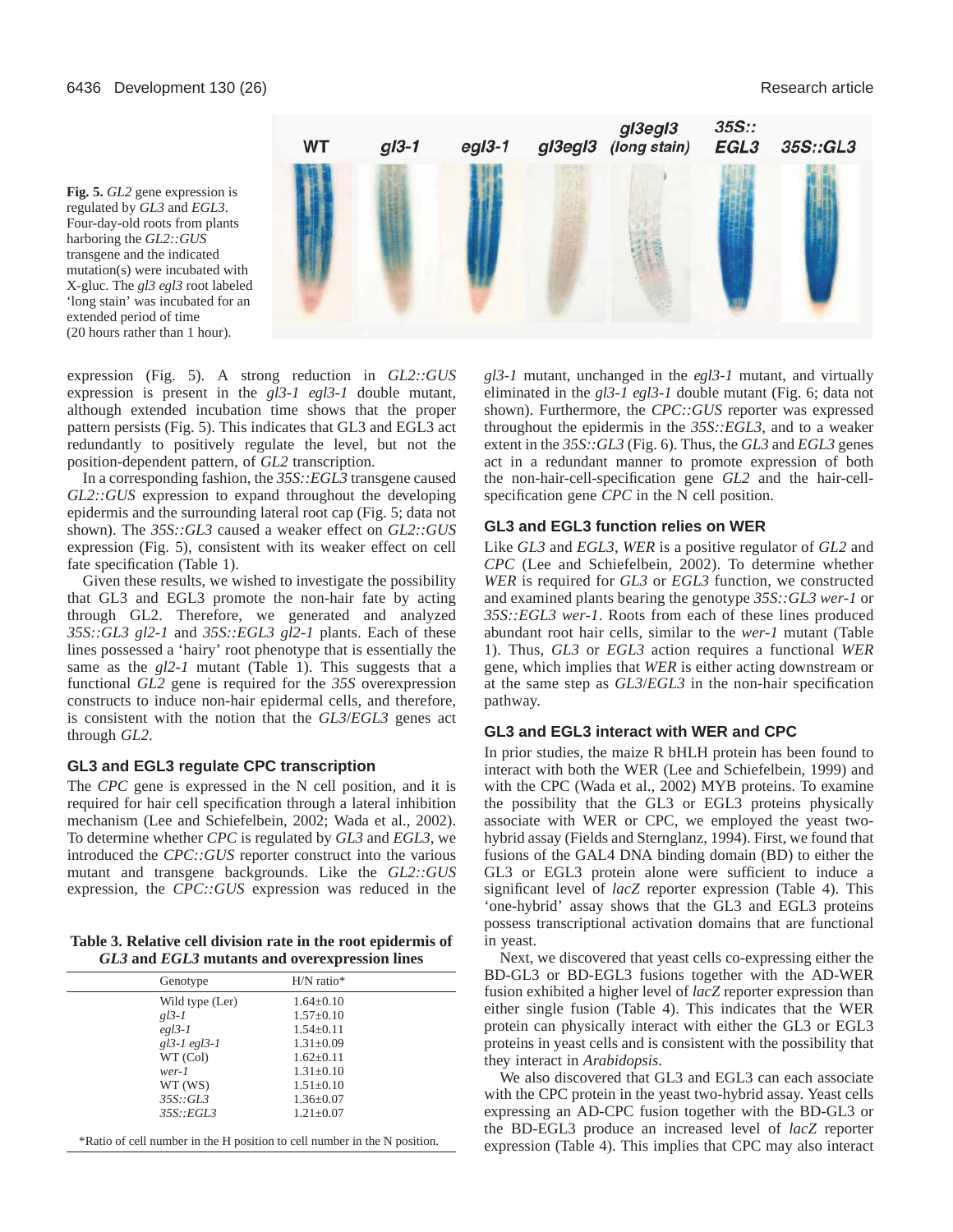**Fig. 5.** *GL2* gene expression is regulated by *GL3* and *EGL3*. Four-day-old roots from plants harboring the *GL2::GUS* transgene and the indicated mutation(s) were incubated with X-gluc. The *gl3 egl3* root labeled 'long stain' was incubated for an extended period of time (20 hours rather than 1 hour).

expression (Fig. 5). A strong reduction in *GL2::GUS* expression is present in the *gl3-1 egl3-1* double mutant, although extended incubation time shows that the proper pattern persists (Fig. 5). This indicates that GL3 and EGL3 act redundantly to positively regulate the level, but not the position-dependent pattern, of *GL2* transcription.

In a corresponding fashion, the *35S::EGL3* transgene caused *GL2::GUS* expression to expand throughout the developing epidermis and the surrounding lateral root cap (Fig. 5; data not shown). The *35S::GL3* caused a weaker effect on *GL2::GUS* expression (Fig. 5), consistent with its weaker effect on cell fate specification (Table 1).

Given these results, we wished to investigate the possibility that GL3 and EGL3 promote the non-hair fate by acting through GL2. Therefore, we generated and analyzed *35S::GL3 gl2-1* and *35S::EGL3 gl2-1* plants. Each of these lines possessed a 'hairy' root phenotype that is essentially the same as the *gl2-1* mutant (Table 1). This suggests that a functional *GL2* gene is required for the *35S* overexpression constructs to induce non-hair epidermal cells, and therefore, is consistent with the notion that the *GL3*/*EGL3* genes act through *GL2*.

### GL3 and EGL3 regulate CPC transcription

The *CPC* gene is expressed in the N cell position, and it is required for hair cell specification through a lateral inhibition mechanism (Lee and Schiefelbein, 2002; Wada et al., 2002). To determine whether *CPC* is regulated by *GL3* and *EGL3*, we introduced the *CPC::GUS* reporter construct into the various mutant and transgene backgrounds. Like the *GL2::GUS* expression, the *CPC::GUS* expression was reduced in the *gl3-1* mutant, unchanged in the *egl3-1* mutant, and virtually eliminated in the *gl3-1 egl3-1* double mutant (Fig. 6; data not shown). Furthermore, the *CPC::GUS* reporter was expressed throughout the epidermis in the *35S::EGL3*, and to a weaker extent in the *35S::GL3* (Fig. 6). Thus, the *GL3* and *EGL3* genes act in a redundant manner to promote expression of both the non-hair-cell-specification gene *GL2* and the hair-cell-specification gene *CPC* in the N cell position.

**Table 3. Relative cell division rate in the root epidermis of *GL3* and *EGL3* mutants and overexpression lines**

| Genotype | H/N ratio* |
|---|---|
| Wild type (Ler) | 1.64±0.10 |
| *gl3-1* | 1.57±0.10 |
| *egl3-1* | 1.54±0.11 |
| *gl3-1 egl3-1* | 1.31±0.09 |
| WT (Col) | 1.62±0.11 |
| *wer-1* | 1.31±0.10 |
| WT (WS) | 1.51±0.10 |
| *35S::GL3* | 1.36±0.07 |
| *35S::EGL3* | 1.21±0.07 |

*Ratio of cell number in the H position to cell number in the N position.

### GL3 and EGL3 function relies on WER

Like *GL3* and *EGL3*, *WER* is a positive regulator of *GL2* and *CPC* (Lee and Schiefelbein, 2002). To determine whether *WER* is required for *GL3* or *EGL3* function, we constructed and examined plants bearing the genotype *35S::GL3 wer-1* or *35S::EGL3 wer-1*. Roots from each of these lines produced abundant root hair cells, similar to the *wer-1* mutant (Table 1). Thus, *GL3* or *EGL3* action requires a functional *WER* gene, which implies that *WER* is either acting downstream or at the same step as *GL3*/*EGL3* in the non-hair specification pathway.

### GL3 and EGL3 interact with WER and CPC

In prior studies, the maize R bHLH protein has been found to interact with both the WER (Lee and Schiefelbein, 1999) and with the CPC (Wada et al., 2002) MYB proteins. To examine the possibility that the GL3 or EGL3 proteins physically associate with WER or CPC, we employed the yeast two-hybrid assay (Fields and Sternglanz, 1994). First, we found that fusions of the GAL4 DNA binding domain (BD) to either the GL3 or EGL3 protein alone were sufficient to induce a significant level of *lacZ* reporter expression (Table 4). This 'one-hybrid' assay shows that the GL3 and EGL3 proteins possess transcriptional activation domains that are functional in yeast.

Next, we discovered that yeast cells co-expressing either the BD-GL3 or BD-EGL3 fusions together with the AD-WER fusion exhibited a higher level of *lacZ* reporter expression than either single fusion (Table 4). This indicates that the WER protein can physically interact with either the GL3 or EGL3 proteins in yeast cells and is consistent with the possibility that they interact in *Arabidopsis*.

We also discovered that GL3 and EGL3 can each associate with the CPC protein in the yeast two-hybrid assay. Yeast cells expressing an AD-CPC fusion together with the BD-GL3 or the BD-EGL3 produce an increased level of *lacZ* reporter expression (Table 4). This implies that CPC may also interact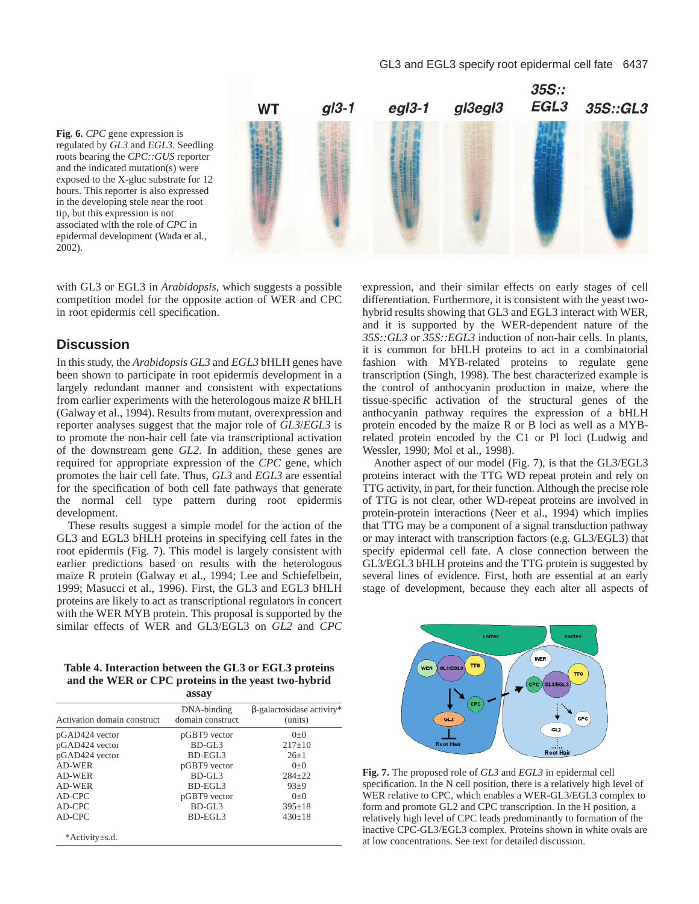**Fig. 6.** *CPC* gene expression is regulated by *GL3* and *EGL3*. Seedling roots bearing the *CPC::GUS* reporter and the indicated mutation(s) were exposed to the X-gluc substrate for 12 hours. This reporter is also expressed in the developing stele near the root tip, but this expression is not associated with the role of *CPC* in epidermal development (Wada et al., 2002).

with GL3 or EGL3 in *Arabidopsis*, which suggests a possible competition model for the opposite action of WER and CPC in root epidermis cell specification.

## Discussion

In this study, the *Arabidopsis GL3* and *EGL3* bHLH genes have been shown to participate in root epidermis development in a largely redundant manner and consistent with expectations from earlier experiments with the heterologous maize *R* bHLH (Galway et al., 1994). Results from mutant, overexpression and reporter analyses suggest that the major role of *GL3*/*EGL3* is to promote the non-hair cell fate via transcriptional activation of the downstream gene *GL2*. In addition, these genes are required for appropriate expression of the *CPC* gene, which promotes the hair cell fate. Thus, *GL3* and *EGL3* are essential for the specification of both cell fate pathways that generate the normal cell type pattern during root epidermis development.

These results suggest a simple model for the action of the GL3 and EGL3 bHLH proteins in specifying cell fates in the root epidermis (Fig. 7). This model is largely consistent with earlier predictions based on results with the heterologous maize R protein (Galway et al., 1994; Lee and Schiefelbein, 1999; Masucci et al., 1996). First, the GL3 and EGL3 bHLH proteins are likely to act as transcriptional regulators in concert with the WER MYB protein. This proposal is supported by the similar effects of WER and GL3/EGL3 on *GL2* and *CPC* expression, and their similar effects on early stages of cell differentiation. Furthermore, it is consistent with the yeast two-hybrid results showing that GL3 and EGL3 interact with WER, and it is supported by the WER-dependent nature of the *35S::GL3* or *35S::EGL3* induction of non-hair cells. In plants, it is common for bHLH proteins to act in a combinatorial fashion with MYB-related proteins to regulate gene transcription (Singh, 1998). The best characterized example is the control of anthocyanin production in maize, where the tissue-specific activation of the structural genes of the anthocyanin pathway requires the expression of a bHLH protein encoded by the maize R or B loci as well as a MYB-related protein encoded by the C1 or Pl loci (Ludwig and Wessler, 1990; Mol et al., 1998).

Another aspect of our model (Fig. 7), is that the GL3/EGL3 proteins interact with the TTG WD repeat protein and rely on TTG activity, in part, for their function. Although the precise role of TTG is not clear, other WD-repeat proteins are involved in protein-protein interactions (Neer et al., 1994) which implies that TTG may be a component of a signal transduction pathway or may interact with transcription factors (e.g. GL3/EGL3) that specify epidermal cell fate. A close connection between the GL3/EGL3 bHLH proteins and the TTG protein is suggested by several lines of evidence. First, both are essential at an early stage of development, because they each alter all aspects of

**Table 4. Interaction between the GL3 or EGL3 proteins and the WER or CPC proteins in the yeast two-hybrid assay**

| Activation domain construct | DNA-binding domain construct | β-galactosidase activity* (units) |
|---|---|---|
| pGAD424 vector | pGBT9 vector | 0±0 |
| pGAD424 vector | BD-GL3 | 217±10 |
| pGAD424 vector | BD-EGL3 | 26±1 |
| AD-WER | pGBT9 vector | 0±0 |
| AD-WER | BD-GL3 | 284±22 |
| AD-WER | BD-EGL3 | 93±9 |
| AD-CPC | pGBT9 vector | 0±0 |
| AD-CPC | BD-GL3 | 395±18 |
| AD-CPC | BD-EGL3 | 430±18 |

*Activity±s.d.

**Fig. 7.** The proposed role of *GL3* and *EGL3* in epidermal cell specification. In the N cell position, there is a relatively high level of WER relative to CPC, which enables a WER-GL3/EGL3 complex to form and promote GL2 and CPC transcription. In the H position, a relatively high level of CPC leads predominantly to formation of the inactive CPC-GL3/EGL3 complex. Proteins shown in white ovals are at low concentrations. See text for detailed discussion.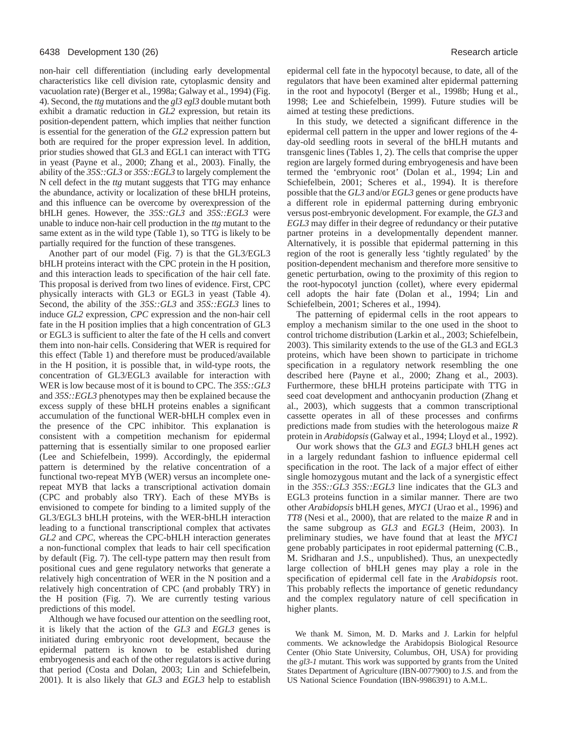non-hair cell differentiation (including early developmental characteristics like cell division rate, cytoplasmic density and vacuolation rate) (Berger et al., 1998a; Galway et al., 1994) (Fig. 4). Second, the *ttg* mutations and the *gl3 egl3* double mutant both exhibit a dramatic reduction in *GL2* expression, but retain its position-dependent pattern, which implies that neither function is essential for the generation of the *GL2* expression pattern but both are required for the proper expression level. In addition, prior studies showed that GL3 and EGL1 can interact with TTG in yeast (Payne et al., 2000; Zhang et al., 2003). Finally, the ability of the *35S::GL3* or *35S::EGL3* to largely complement the N cell defect in the *ttg* mutant suggests that TTG may enhance the abundance, activity or localization of these bHLH proteins, and this influence can be overcome by overexpression of the bHLH genes. However, the *35S::GL3* and *35S::EGL3* were unable to induce non-hair cell production in the *ttg* mutant to the same extent as in the wild type (Table 1), so TTG is likely to be partially required for the function of these transgenes.

Another part of our model (Fig. 7) is that the GL3/EGL3 bHLH proteins interact with the CPC protein in the H position, and this interaction leads to specification of the hair cell fate. This proposal is derived from two lines of evidence. First, CPC physically interacts with GL3 or EGL3 in yeast (Table 4). Second, the ability of the *35S::GL3* and *35S::EGL3* lines to induce *GL2* expression, *CPC* expression and the non-hair cell fate in the H position implies that a high concentration of GL3 or EGL3 is sufficient to alter the fate of the H cells and convert them into non-hair cells. Considering that WER is required for this effect (Table 1) and therefore must be produced/available in the H position, it is possible that, in wild-type roots, the concentration of GL3/EGL3 available for interaction with WER is low because most of it is bound to CPC. The *35S::GL3* and *35S::EGL3* phenotypes may then be explained because the excess supply of these bHLH proteins enables a significant accumulation of the functional WER-bHLH complex even in the presence of the CPC inhibitor. This explanation is consistent with a competition mechanism for epidermal patterning that is essentially similar to one proposed earlier (Lee and Schiefelbein, 1999). Accordingly, the epidermal pattern is determined by the relative concentration of a functional two-repeat MYB (WER) versus an incomplete one-repeat MYB that lacks a transcriptional activation domain (CPC and probably also TRY). Each of these MYBs is envisioned to compete for binding to a limited supply of the GL3/EGL3 bHLH proteins, with the WER-bHLH interaction leading to a functional transcriptional complex that activates *GL2* and *CPC*, whereas the CPC-bHLH interaction generates a non-functional complex that leads to hair cell specification by default (Fig. 7). The cell-type pattern may then result from positional cues and gene regulatory networks that generate a relatively high concentration of WER in the N position and a relatively high concentration of CPC (and probably TRY) in the H position (Fig. 7). We are currently testing various predictions of this model.

Although we have focused our attention on the seedling root, it is likely that the action of the *GL3* and *EGL3* genes is initiated during embryonic root development, because the epidermal pattern is known to be established during embryogenesis and each of the other regulators is active during that period (Costa and Dolan, 2003; Lin and Schiefelbein, 2001). It is also likely that *GL3* and *EGL3* help to establish epidermal cell fate in the hypocotyl because, to date, all of the regulators that have been examined alter epidermal patterning in the root and hypocotyl (Berger et al., 1998b; Hung et al., 1998; Lee and Schiefelbein, 1999). Future studies will be aimed at testing these predictions.

In this study, we detected a significant difference in the epidermal cell pattern in the upper and lower regions of the 4-day-old seedling roots in several of the bHLH mutants and transgenic lines (Tables 1, 2). The cells that comprise the upper region are largely formed during embryogenesis and have been termed the 'embryonic root' (Dolan et al., 1994; Lin and Schiefelbein, 2001; Scheres et al., 1994). It is therefore possible that the *GL3* and/or *EGL3* genes or gene products have a different role in epidermal patterning during embryonic versus post-embryonic development. For example, the *GL3* and *EGL3* may differ in their degree of redundancy or their putative partner proteins in a developmentally dependent manner. Alternatively, it is possible that epidermal patterning in this region of the root is generally less 'tightly regulated' by the position-dependent mechanism and therefore more sensitive to genetic perturbation, owing to the proximity of this region to the root-hypocotyl junction (collet), where every epidermal cell adopts the hair fate (Dolan et al., 1994; Lin and Schiefelbein, 2001; Scheres et al., 1994).

The patterning of epidermal cells in the root appears to employ a mechanism similar to the one used in the shoot to control trichome distribution (Larkin et al., 2003; Schiefelbein, 2003). This similarity extends to the use of the GL3 and EGL3 proteins, which have been shown to participate in trichome specification in a regulatory network resembling the one described here (Payne et al., 2000; Zhang et al., 2003). Furthermore, these bHLH proteins participate with TTG in seed coat development and anthocyanin production (Zhang et al., 2003), which suggests that a common transcriptional cassette operates in all of these processes and confirms predictions made from studies with the heterologous maize *R* protein in *Arabidopsis* (Galway et al., 1994; Lloyd et al., 1992).

Our work shows that the *GL3* and *EGL3* bHLH genes act in a largely redundant fashion to influence epidermal cell specification in the root. The lack of a major effect of either single homozygous mutant and the lack of a synergistic effect in the *35S::GL3 35S::EGL3* line indicates that the GL3 and EGL3 proteins function in a similar manner. There are two other *Arabidopsis* bHLH genes, *MYC1* (Urao et al., 1996) and *TT8* (Nesi et al., 2000), that are related to the maize *R* and in the same subgroup as *GL3* and *EGL3* (Heim, 2003). In preliminary studies, we have found that at least the *MYC1* gene probably participates in root epidermal patterning (C.B., M. Sridharan and J.S., unpublished). Thus, an unexpectedly large collection of bHLH genes may play a role in the specification of epidermal cell fate in the *Arabidopsis* root. This probably reflects the importance of genetic redundancy and the complex regulatory nature of cell specification in higher plants.

We thank M. Simon, M. D. Marks and J. Larkin for helpful comments. We acknowledge the Arabidopsis Biological Resource Center (Ohio State University, Columbus, OH, USA) for providing the *gl3-1* mutant. This work was supported by grants from the United States Department of Agriculture (IBN-0077900) to J.S. and from the US National Science Foundation (IBN-9986391) to A.M.L.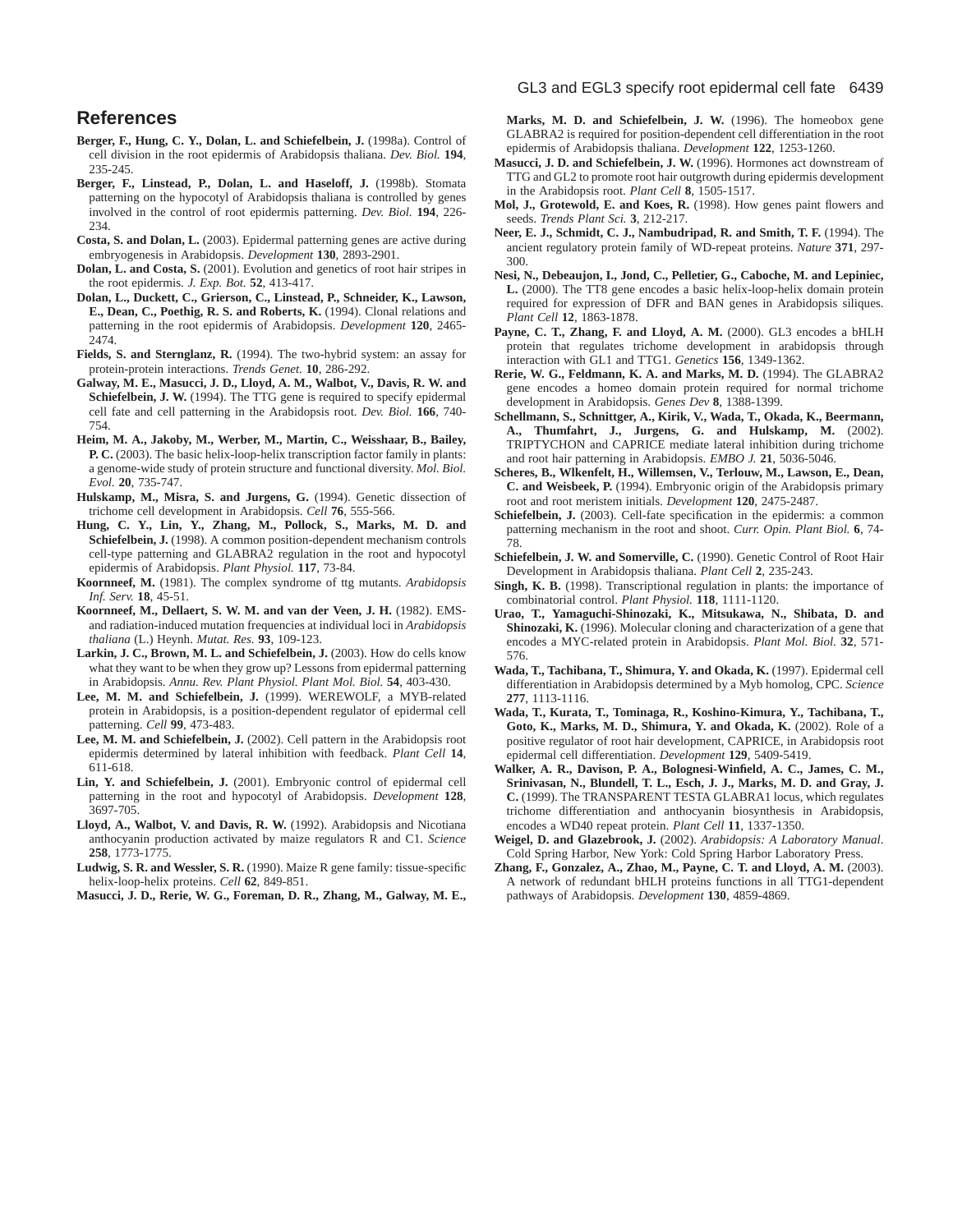## References

**Berger, F., Hung, C. Y., Dolan, L. and Schiefelbein, J.** (1998a). Control of cell division in the root epidermis of Arabidopsis thaliana. *Dev. Biol.* **194**, 235-245.

**Berger, F., Linstead, P., Dolan, L. and Haseloff, J.** (1998b). Stomata patterning on the hypocotyl of Arabidopsis thaliana is controlled by genes involved in the control of root epidermis patterning. *Dev. Biol.* **194**, 226-234.

**Costa, S. and Dolan, L.** (2003). Epidermal patterning genes are active during embryogenesis in Arabidopsis. *Development* **130**, 2893-2901.

**Dolan, L. and Costa, S.** (2001). Evolution and genetics of root hair stripes in the root epidermis. *J. Exp. Bot.* **52**, 413-417.

**Dolan, L., Duckett, C., Grierson, C., Linstead, P., Schneider, K., Lawson, E., Dean, C., Poethig, R. S. and Roberts, K.** (1994). Clonal relations and patterning in the root epidermis of Arabidopsis. *Development* **120**, 2465-2474.

**Fields, S. and Sternglanz, R.** (1994). The two-hybrid system: an assay for protein-protein interactions. *Trends Genet.* **10**, 286-292.

**Galway, M. E., Masucci, J. D., Lloyd, A. M., Walbot, V., Davis, R. W. and Schiefelbein, J. W.** (1994). The TTG gene is required to specify epidermal cell fate and cell patterning in the Arabidopsis root. *Dev. Biol.* **166**, 740-754.

**Heim, M. A., Jakoby, M., Werber, M., Martin, C., Weisshaar, B., Bailey, P. C.** (2003). The basic helix-loop-helix transcription factor family in plants: a genome-wide study of protein structure and functional diversity. *Mol. Biol. Evol.* **20**, 735-747.

**Hulskamp, M., Misra, S. and Jurgens, G.** (1994). Genetic dissection of trichome cell development in Arabidopsis. *Cell* **76**, 555-566.

**Hung, C. Y., Lin, Y., Zhang, M., Pollock, S., Marks, M. D. and Schiefelbein, J.** (1998). A common position-dependent mechanism controls cell-type patterning and GLABRA2 regulation in the root and hypocotyl epidermis of Arabidopsis. *Plant Physiol.* **117**, 73-84.

**Koornneef, M.** (1981). The complex syndrome of ttg mutants. *Arabidopsis Inf. Serv.* **18**, 45-51.

**Koornneef, M., Dellaert, S. W. M. and van der Veen, J. H.** (1982). EMS- and radiation-induced mutation frequencies at individual loci in *Arabidopsis thaliana* (L.) Heynh. *Mutat. Res.* **93**, 109-123.

**Larkin, J. C., Brown, M. L. and Schiefelbein, J.** (2003). How do cells know what they want to be when they grow up? Lessons from epidermal patterning in Arabidopsis. *Annu. Rev. Plant Physiol. Plant Mol. Biol.* **54**, 403-430.

**Lee, M. M. and Schiefelbein, J.** (1999). WEREWOLF, a MYB-related protein in Arabidopsis, is a position-dependent regulator of epidermal cell patterning. *Cell* **99**, 473-483.

**Lee, M. M. and Schiefelbein, J.** (2002). Cell pattern in the Arabidopsis root epidermis determined by lateral inhibition with feedback. *Plant Cell* **14**, 611-618.

**Lin, Y. and Schiefelbein, J.** (2001). Embryonic control of epidermal cell patterning in the root and hypocotyl of Arabidopsis. *Development* **128**, 3697-705.

**Lloyd, A., Walbot, V. and Davis, R. W.** (1992). Arabidopsis and Nicotiana anthocyanin production activated by maize regulators R and C1. *Science* **258**, 1773-1775.

**Ludwig, S. R. and Wessler, S. R.** (1990). Maize R gene family: tissue-specific helix-loop-helix proteins. *Cell* **62**, 849-851.

**Masucci, J. D., Rerie, W. G., Foreman, D. R., Zhang, M., Galway, M. E., Marks, M. D. and Schiefelbein, J. W.** (1996). The homeobox gene GLABRA2 is required for position-dependent cell differentiation in the root epidermis of Arabidopsis thaliana. *Development* **122**, 1253-1260.

**Masucci, J. D. and Schiefelbein, J. W.** (1996). Hormones act downstream of TTG and GL2 to promote root hair outgrowth during epidermis development in the Arabidopsis root. *Plant Cell* **8**, 1505-1517.

**Mol, J., Grotewold, E. and Koes, R.** (1998). How genes paint flowers and seeds. *Trends Plant Sci.* **3**, 212-217.

**Neer, E. J., Schmidt, C. J., Nambudripad, R. and Smith, T. F.** (1994). The ancient regulatory protein family of WD-repeat proteins. *Nature* **371**, 297-300.

**Nesi, N., Debeaujon, I., Jond, C., Pelletier, G., Caboche, M. and Lepiniec, L.** (2000). The TT8 gene encodes a basic helix-loop-helix domain protein required for expression of DFR and BAN genes in Arabidopsis siliques. *Plant Cell* **12**, 1863-1878.

**Payne, C. T., Zhang, F. and Lloyd, A. M.** (2000). GL3 encodes a bHLH protein that regulates trichome development in arabidopsis through interaction with GL1 and TTG1. *Genetics* **156**, 1349-1362.

**Rerie, W. G., Feldmann, K. A. and Marks, M. D.** (1994). The GLABRA2 gene encodes a homeo domain protein required for normal trichome development in Arabidopsis. *Genes Dev* **8**, 1388-1399.

**Schellmann, S., Schnittger, A., Kirik, V., Wada, T., Okada, K., Beermann, A., Thumfahrt, J., Jurgens, G. and Hulskamp, M.** (2002). TRIPTYCHON and CAPRICE mediate lateral inhibition during trichome and root hair patterning in Arabidopsis. *EMBO J.* **21**, 5036-5046.

**Scheres, B., Wlkenfelt, H., Willemsen, V., Terlouw, M., Lawson, E., Dean, C. and Weisbeek, P.** (1994). Embryonic origin of the Arabidopsis primary root and root meristem initials. *Development* **120**, 2475-2487.

**Schiefelbein, J.** (2003). Cell-fate specification in the epidermis: a common patterning mechanism in the root and shoot. *Curr. Opin. Plant Biol.* **6**, 74-78.

**Schiefelbein, J. W. and Somerville, C.** (1990). Genetic Control of Root Hair Development in Arabidopsis thaliana. *Plant Cell* **2**, 235-243.

**Singh, K. B.** (1998). Transcriptional regulation in plants: the importance of combinatorial control. *Plant Physiol.* **118**, 1111-1120.

**Urao, T., Yamaguchi-Shinozaki, K., Mitsukawa, N., Shibata, D. and Shinozaki, K.** (1996). Molecular cloning and characterization of a gene that encodes a MYC-related protein in Arabidopsis. *Plant Mol. Biol.* **32**, 571-576.

**Wada, T., Tachibana, T., Shimura, Y. and Okada, K.** (1997). Epidermal cell differentiation in Arabidopsis determined by a Myb homolog, CPC. *Science* **277**, 1113-1116.

**Wada, T., Kurata, T., Tominaga, R., Koshino-Kimura, Y., Tachibana, T., Goto, K., Marks, M. D., Shimura, Y. and Okada, K.** (2002). Role of a positive regulator of root hair development, CAPRICE, in Arabidopsis root epidermal cell differentiation. *Development* **129**, 5409-5419.

**Walker, A. R., Davison, P. A., Bolognesi-Winfield, A. C., James, C. M., Srinivasan, N., Blundell, T. L., Esch, J. J., Marks, M. D. and Gray, J. C.** (1999). The TRANSPARENT TESTA GLABRA1 locus, which regulates trichome differentiation and anthocyanin biosynthesis in Arabidopsis, encodes a WD40 repeat protein. *Plant Cell* **11**, 1337-1350.

**Weigel, D. and Glazebrook, J.** (2002). *Arabidopsis: A Laboratory Manual*. Cold Spring Harbor, New York: Cold Spring Harbor Laboratory Press.

**Zhang, F., Gonzalez, A., Zhao, M., Payne, C. T. and Lloyd, A. M.** (2003). A network of redundant bHLH proteins functions in all TTG1-dependent pathways of Arabidopsis. *Development* **130**, 4859-4869.